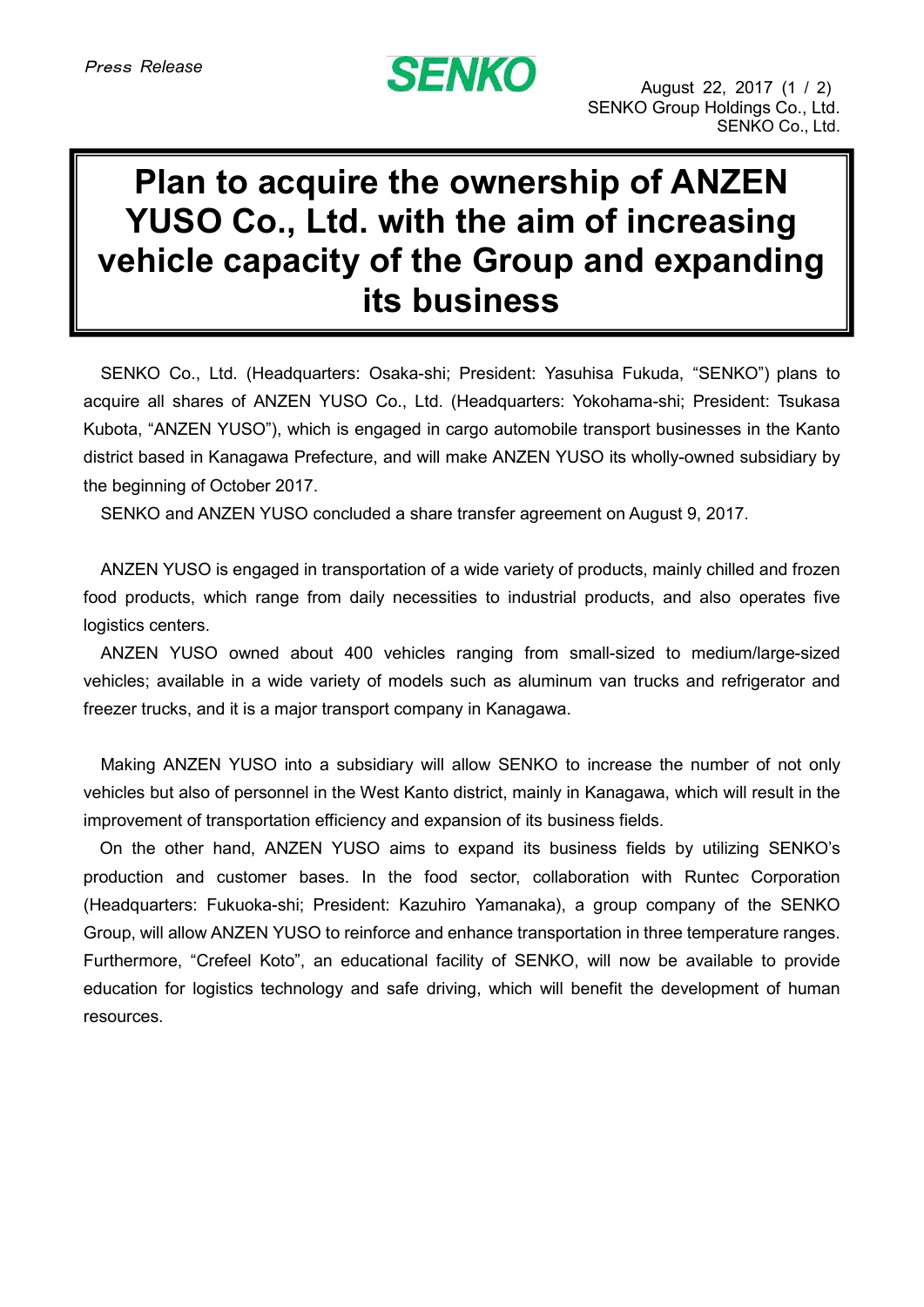*Press Release*

SENKO

August 22, 2017
SENKO Group Holdings Co., Ltd.
SENKO Co., Ltd.

# Plan to acquire the ownership of ANZEN YUSO Co., Ltd. with the aim of increasing vehicle capacity of the Group and expanding its business

SENKO Co., Ltd. (Headquarters: Osaka-shi; President: Yasuhisa Fukuda, "SENKO") plans to acquire all shares of ANZEN YUSO Co., Ltd. (Headquarters: Yokohama-shi; President: Tsukasa Kubota, "ANZEN YUSO"), which is engaged in cargo automobile transport businesses in the Kanto district based in Kanagawa Prefecture, and will make ANZEN YUSO its wholly-owned subsidiary by the beginning of October 2017.

SENKO and ANZEN YUSO concluded a share transfer agreement on August 9, 2017.

ANZEN YUSO is engaged in transportation of a wide variety of products, mainly chilled and frozen food products, which range from daily necessities to industrial products, and also operates five logistics centers.

ANZEN YUSO owned about 400 vehicles ranging from small-sized to medium/large-sized vehicles; available in a wide variety of models such as aluminum van trucks and refrigerator and freezer trucks, and it is a major transport company in Kanagawa.

Making ANZEN YUSO into a subsidiary will allow SENKO to increase the number of not only vehicles but also of personnel in the West Kanto district, mainly in Kanagawa, which will result in the improvement of transportation efficiency and expansion of its business fields.

On the other hand, ANZEN YUSO aims to expand its business fields by utilizing SENKO's production and customer bases. In the food sector, collaboration with Runtec Corporation (Headquarters: Fukuoka-shi; President: Kazuhiro Yamanaka), a group company of the SENKO Group, will allow ANZEN YUSO to reinforce and enhance transportation in three temperature ranges. Furthermore, "Crefeel Koto", an educational facility of SENKO, will now be available to provide education for logistics technology and safe driving, which will benefit the development of human resources.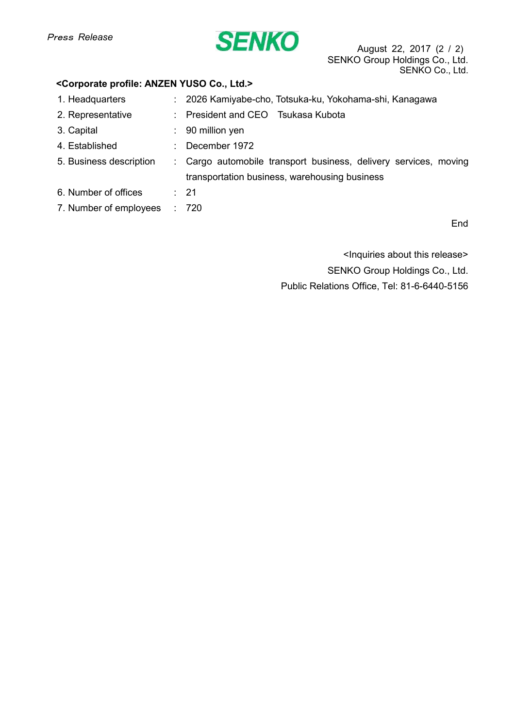## <Corporate profile: ANZEN YUSO Co., Ltd.>

| | | |
|---|---|---|
| 1. Headquarters | : | 2026 Kamiyabe-cho, Totsuka-ku, Yokohama-shi, Kanagawa |
| 2. Representative | : | President and CEO Tsukasa Kubota |
| 3. Capital | : | 90 million yen |
| 4. Established | : | December 1972 |
| 5. Business description | : | Cargo automobile transport business, delivery services, moving transportation business, warehousing business |
| 6. Number of offices | : | 21 |
| 7. Number of employees | : | 720 |

End

<Inquiries about this release>

SENKO Group Holdings Co., Ltd.

Public Relations Office, Tel: 81-6-6440-5156